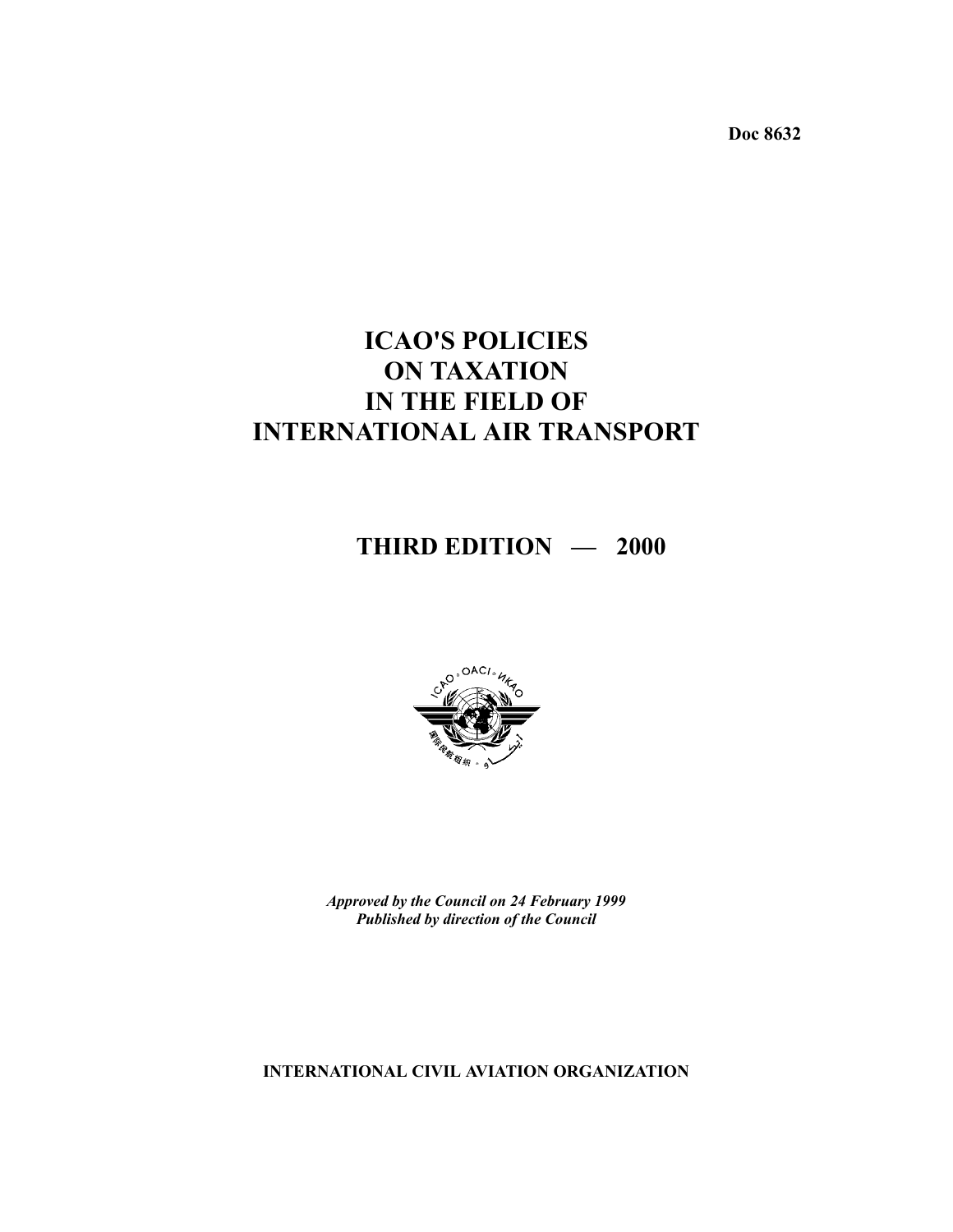Doc 8632

# ICAO'S POLICIES ON TAXATION IN THE FIELD OF INTERNATIONAL AIR TRANSPORT

## THIRD EDITION — 2000

***Approved by the Council on 24 February 1999***
***Published by direction of the Council***

**INTERNATIONAL CIVIL AVIATION ORGANIZATION**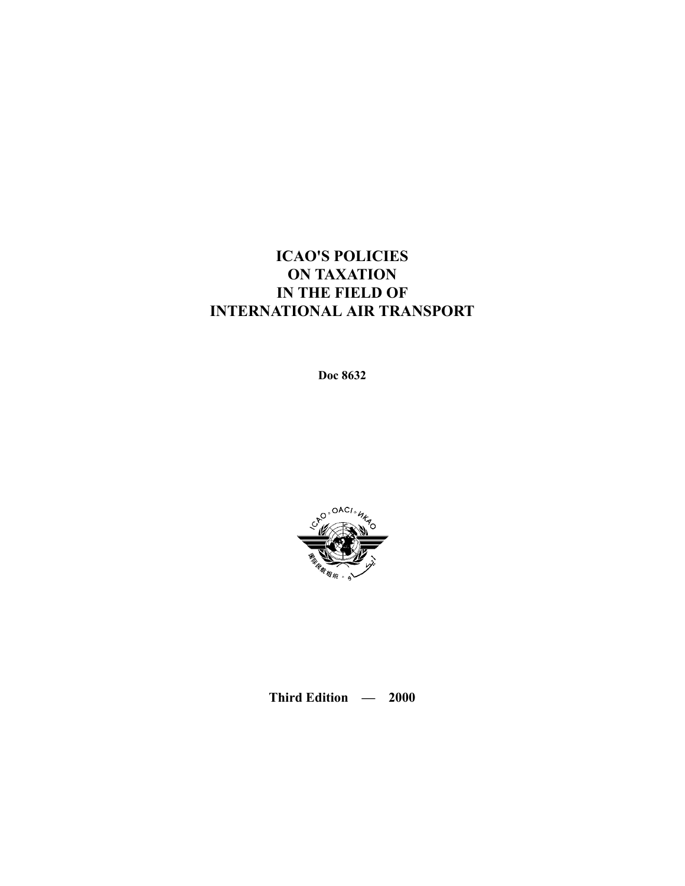# ICAO'S POLICIES ON TAXATION IN THE FIELD OF INTERNATIONAL AIR TRANSPORT

**Doc 8632**

**Third Edition — 2000**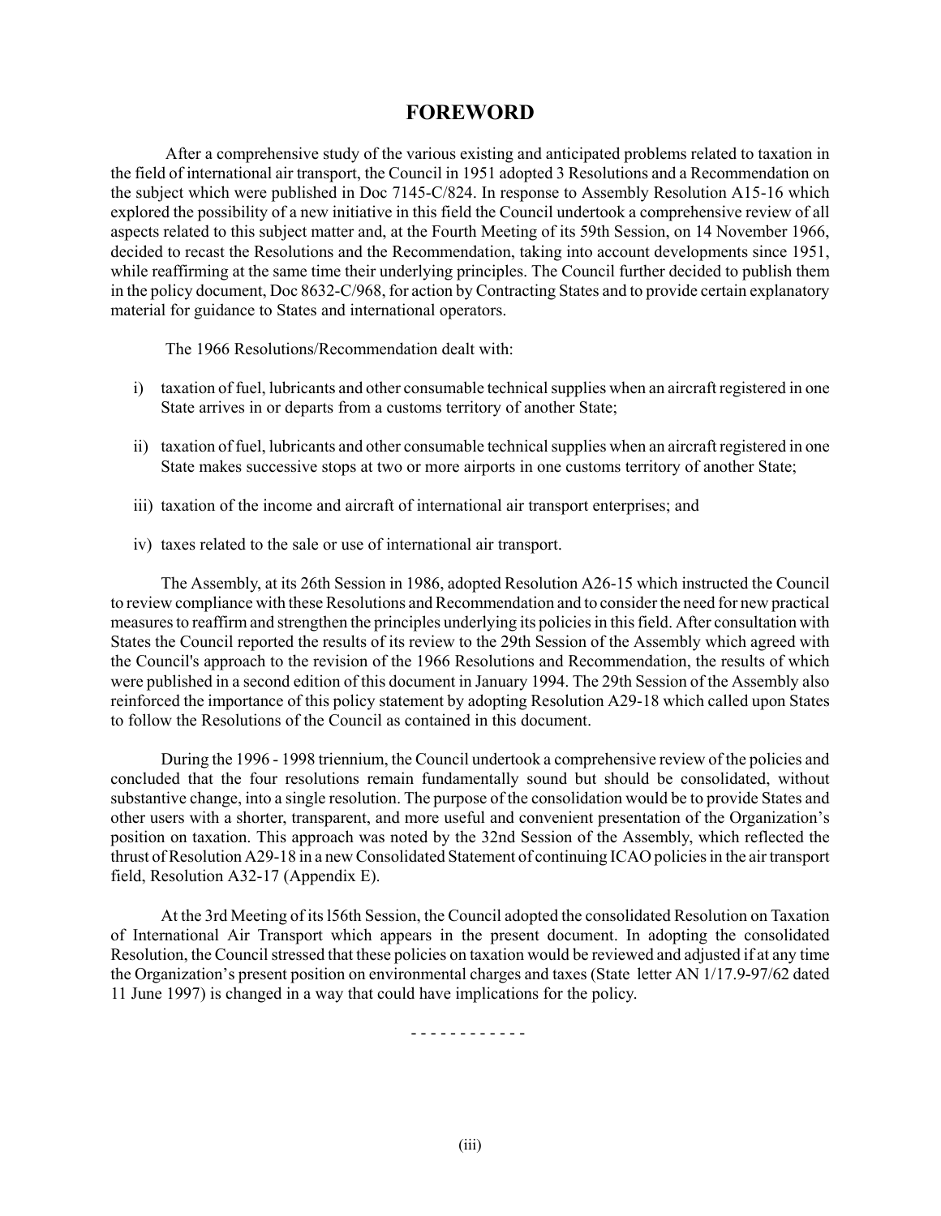# FOREWORD

After a comprehensive study of the various existing and anticipated problems related to taxation in the field of international air transport, the Council in 1951 adopted 3 Resolutions and a Recommendation on the subject which were published in Doc 7145-C/824. In response to Assembly Resolution A15-16 which explored the possibility of a new initiative in this field the Council undertook a comprehensive review of all aspects related to this subject matter and, at the Fourth Meeting of its 59th Session, on 14 November 1966, decided to recast the Resolutions and the Recommendation, taking into account developments since 1951, while reaffirming at the same time their underlying principles. The Council further decided to publish them in the policy document, Doc 8632-C/968, for action by Contracting States and to provide certain explanatory material for guidance to States and international operators.

The 1966 Resolutions/Recommendation dealt with:

i) taxation of fuel, lubricants and other consumable technical supplies when an aircraft registered in one State arrives in or departs from a customs territory of another State;

ii) taxation of fuel, lubricants and other consumable technical supplies when an aircraft registered in one State makes successive stops at two or more airports in one customs territory of another State;

iii) taxation of the income and aircraft of international air transport enterprises; and

iv) taxes related to the sale or use of international air transport.

The Assembly, at its 26th Session in 1986, adopted Resolution A26-15 which instructed the Council to review compliance with these Resolutions and Recommendation and to consider the need for new practical measures to reaffirm and strengthen the principles underlying its policies in this field. After consultation with States the Council reported the results of its review to the 29th Session of the Assembly which agreed with the Council's approach to the revision of the 1966 Resolutions and Recommendation, the results of which were published in a second edition of this document in January 1994. The 29th Session of the Assembly also reinforced the importance of this policy statement by adopting Resolution A29-18 which called upon States to follow the Resolutions of the Council as contained in this document.

During the 1996 - 1998 triennium, the Council undertook a comprehensive review of the policies and concluded that the four resolutions remain fundamentally sound but should be consolidated, without substantive change, into a single resolution. The purpose of the consolidation would be to provide States and other users with a shorter, transparent, and more useful and convenient presentation of the Organization's position on taxation. This approach was noted by the 32nd Session of the Assembly, which reflected the thrust of Resolution A29-18 in a new Consolidated Statement of continuing ICAO policies in the air transport field, Resolution A32-17 (Appendix E).

At the 3rd Meeting of its l56th Session, the Council adopted the consolidated Resolution on Taxation of International Air Transport which appears in the present document. In adopting the consolidated Resolution, the Council stressed that these policies on taxation would be reviewed and adjusted if at any time the Organization's present position on environmental charges and taxes (State letter AN 1/17.9-97/62 dated 11 June 1997) is changed in a way that could have implications for the policy.

- - - - - - - - - - - -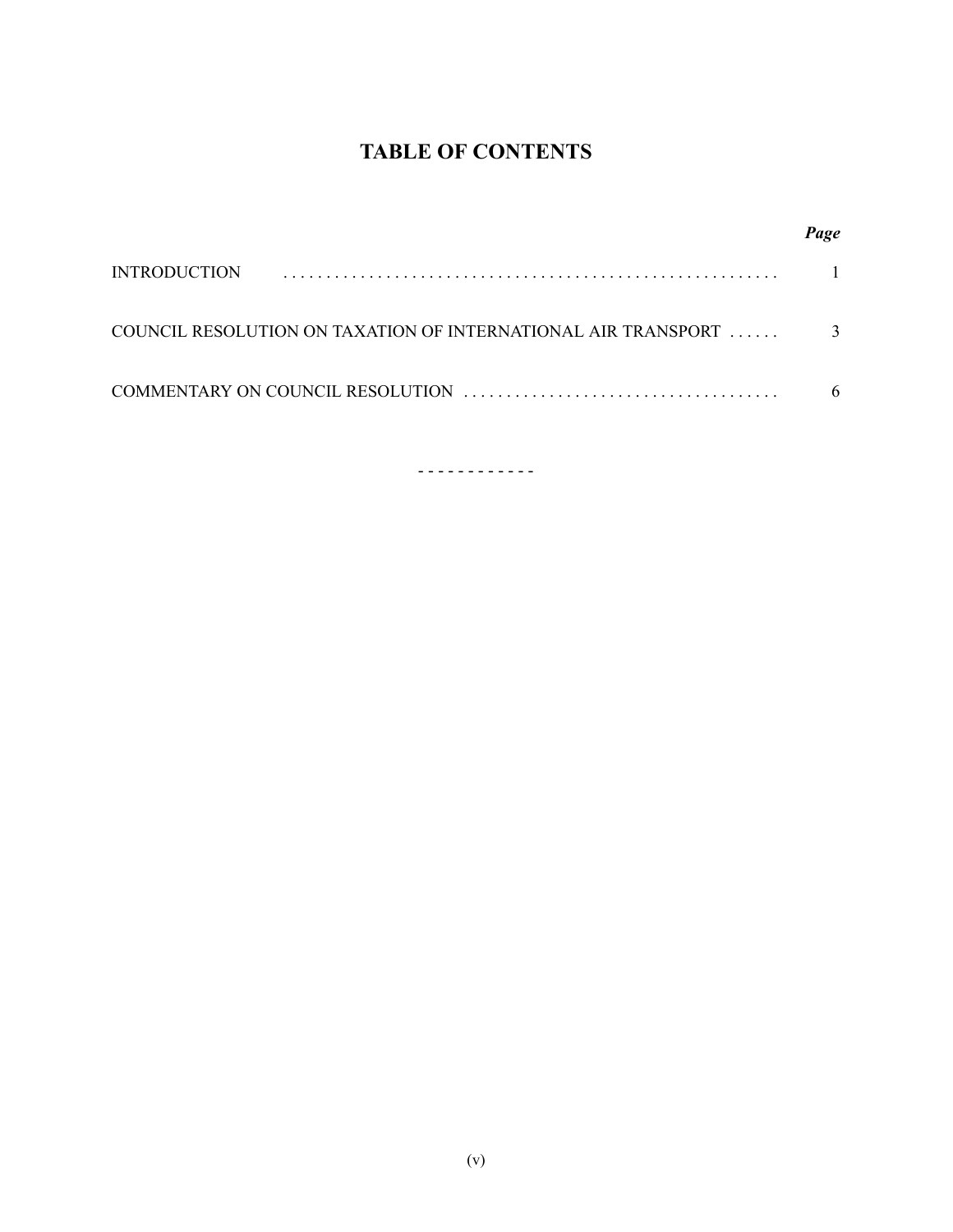# TABLE OF CONTENTS

| | *Page* |
|---|---|
| INTRODUCTION | 1 |
| COUNCIL RESOLUTION ON TAXATION OF INTERNATIONAL AIR TRANSPORT | 3 |
| COMMENTARY ON COUNCIL RESOLUTION | 6 |

- - - - - - - - - - - -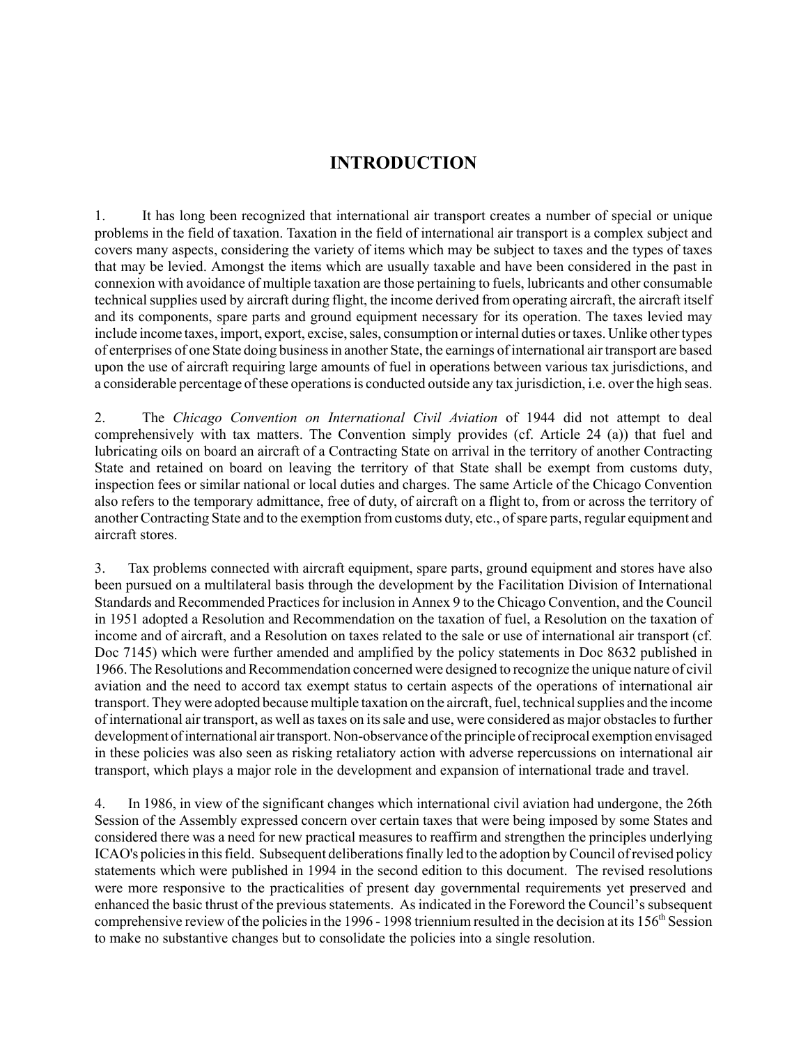# INTRODUCTION

1. It has long been recognized that international air transport creates a number of special or unique problems in the field of taxation. Taxation in the field of international air transport is a complex subject and covers many aspects, considering the variety of items which may be subject to taxes and the types of taxes that may be levied. Amongst the items which are usually taxable and have been considered in the past in connexion with avoidance of multiple taxation are those pertaining to fuels, lubricants and other consumable technical supplies used by aircraft during flight, the income derived from operating aircraft, the aircraft itself and its components, spare parts and ground equipment necessary for its operation. The taxes levied may include income taxes, import, export, excise, sales, consumption or internal duties or taxes. Unlike other types of enterprises of one State doing business in another State, the earnings of international air transport are based upon the use of aircraft requiring large amounts of fuel in operations between various tax jurisdictions, and a considerable percentage of these operations is conducted outside any tax jurisdiction, i.e. over the high seas.

2. The *Chicago Convention on International Civil Aviation* of 1944 did not attempt to deal comprehensively with tax matters. The Convention simply provides (cf. Article 24 (a)) that fuel and lubricating oils on board an aircraft of a Contracting State on arrival in the territory of another Contracting State and retained on board on leaving the territory of that State shall be exempt from customs duty, inspection fees or similar national or local duties and charges. The same Article of the Chicago Convention also refers to the temporary admittance, free of duty, of aircraft on a flight to, from or across the territory of another Contracting State and to the exemption from customs duty, etc., of spare parts, regular equipment and aircraft stores.

3. Tax problems connected with aircraft equipment, spare parts, ground equipment and stores have also been pursued on a multilateral basis through the development by the Facilitation Division of International Standards and Recommended Practices for inclusion in Annex 9 to the Chicago Convention, and the Council in 1951 adopted a Resolution and Recommendation on the taxation of fuel, a Resolution on the taxation of income and of aircraft, and a Resolution on taxes related to the sale or use of international air transport (cf. Doc 7145) which were further amended and amplified by the policy statements in Doc 8632 published in 1966. The Resolutions and Recommendation concerned were designed to recognize the unique nature of civil aviation and the need to accord tax exempt status to certain aspects of the operations of international air transport. They were adopted because multiple taxation on the aircraft, fuel, technical supplies and the income of international air transport, as well as taxes on its sale and use, were considered as major obstacles to further development of international air transport. Non-observance of the principle of reciprocal exemption envisaged in these policies was also seen as risking retaliatory action with adverse repercussions on international air transport, which plays a major role in the development and expansion of international trade and travel.

4. In 1986, in view of the significant changes which international civil aviation had undergone, the 26th Session of the Assembly expressed concern over certain taxes that were being imposed by some States and considered there was a need for new practical measures to reaffirm and strengthen the principles underlying ICAO's policies in this field. Subsequent deliberations finally led to the adoption by Council of revised policy statements which were published in 1994 in the second edition to this document. The revised resolutions were more responsive to the practicalities of present day governmental requirements yet preserved and enhanced the basic thrust of the previous statements. As indicated in the Foreword the Council's subsequent comprehensive review of the policies in the 1996 - 1998 triennium resulted in the decision at its 156th Session to make no substantive changes but to consolidate the policies into a single resolution.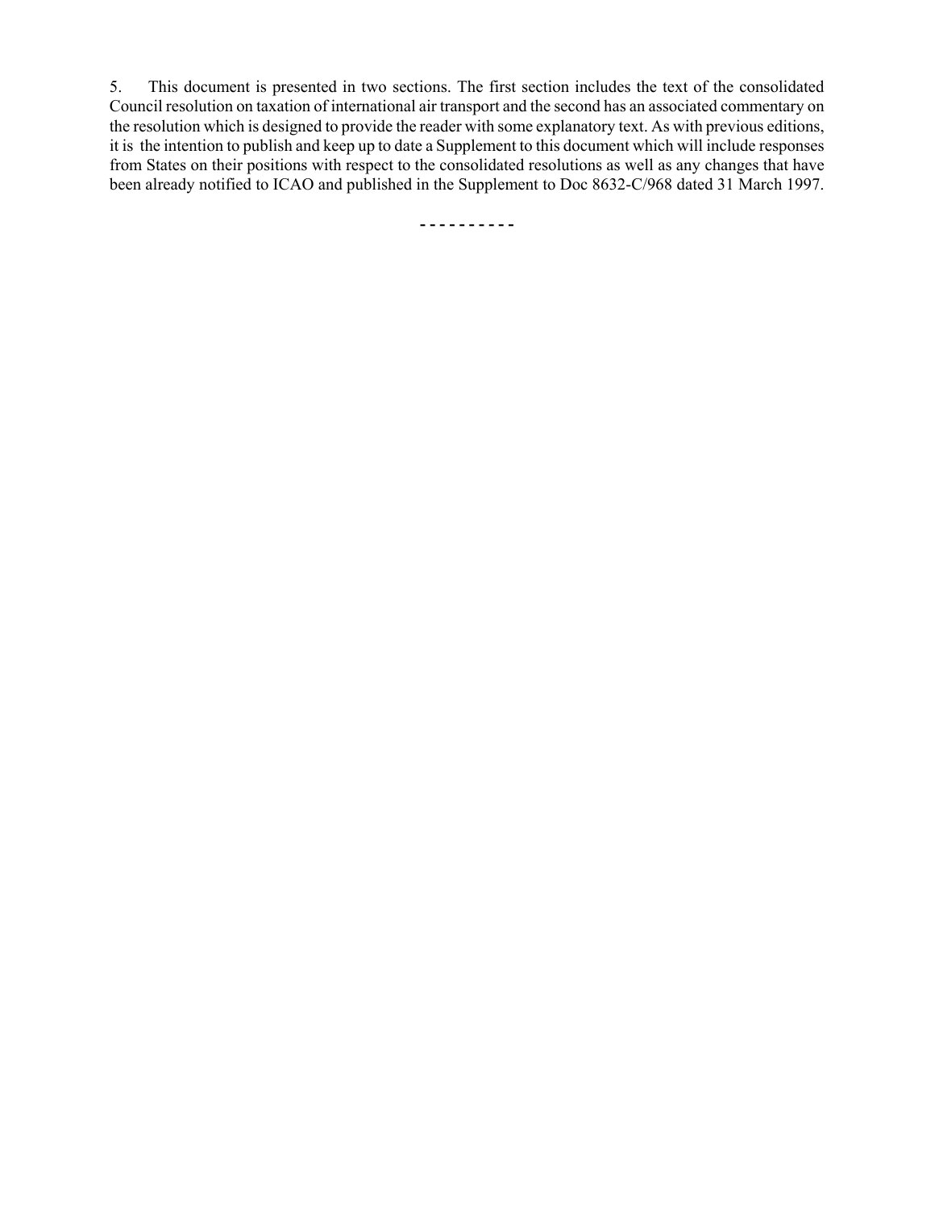5. This document is presented in two sections. The first section includes the text of the consolidated Council resolution on taxation of international air transport and the second has an associated commentary on the resolution which is designed to provide the reader with some explanatory text. As with previous editions, it is the intention to publish and keep up to date a Supplement to this document which will include responses from States on their positions with respect to the consolidated resolutions as well as any changes that have been already notified to ICAO and published in the Supplement to Doc 8632-C/968 dated 31 March 1997.

- - - - - - - - - -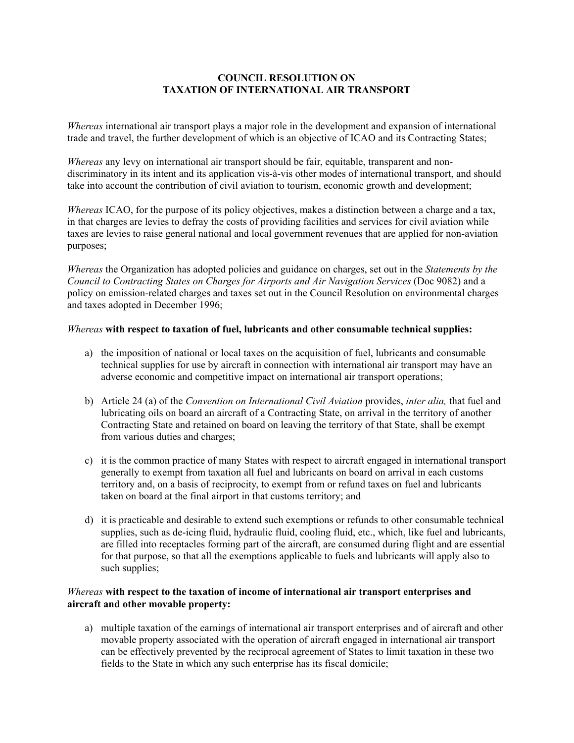# COUNCIL RESOLUTION ON TAXATION OF INTERNATIONAL AIR TRANSPORT

*Whereas* international air transport plays a major role in the development and expansion of international trade and travel, the further development of which is an objective of ICAO and its Contracting States;

*Whereas* any levy on international air transport should be fair, equitable, transparent and non-discriminatory in its intent and its application vis-à-vis other modes of international transport, and should take into account the contribution of civil aviation to tourism, economic growth and development;

*Whereas* ICAO, for the purpose of its policy objectives, makes a distinction between a charge and a tax, in that charges are levies to defray the costs of providing facilities and services for civil aviation while taxes are levies to raise general national and local government revenues that are applied for non-aviation purposes;

*Whereas* the Organization has adopted policies and guidance on charges, set out in the *Statements by the Council to Contracting States on Charges for Airports and Air Navigation Services* (Doc 9082) and a policy on emission-related charges and taxes set out in the Council Resolution on environmental charges and taxes adopted in December 1996;

*Whereas* **with respect to taxation of fuel, lubricants and other consumable technical supplies:**

a) the imposition of national or local taxes on the acquisition of fuel, lubricants and consumable technical supplies for use by aircraft in connection with international air transport may have an adverse economic and competitive impact on international air transport operations;

b) Article 24 (a) of the *Convention on International Civil Aviation* provides, *inter alia,* that fuel and lubricating oils on board an aircraft of a Contracting State, on arrival in the territory of another Contracting State and retained on board on leaving the territory of that State, shall be exempt from various duties and charges;

c) it is the common practice of many States with respect to aircraft engaged in international transport generally to exempt from taxation all fuel and lubricants on board on arrival in each customs territory and, on a basis of reciprocity, to exempt from or refund taxes on fuel and lubricants taken on board at the final airport in that customs territory; and

d) it is practicable and desirable to extend such exemptions or refunds to other consumable technical supplies, such as de-icing fluid, hydraulic fluid, cooling fluid, etc., which, like fuel and lubricants, are filled into receptacles forming part of the aircraft, are consumed during flight and are essential for that purpose, so that all the exemptions applicable to fuels and lubricants will apply also to such supplies;

*Whereas* **with respect to the taxation of income of international air transport enterprises and aircraft and other movable property:**

a) multiple taxation of the earnings of international air transport enterprises and of aircraft and other movable property associated with the operation of aircraft engaged in international air transport can be effectively prevented by the reciprocal agreement of States to limit taxation in these two fields to the State in which any such enterprise has its fiscal domicile;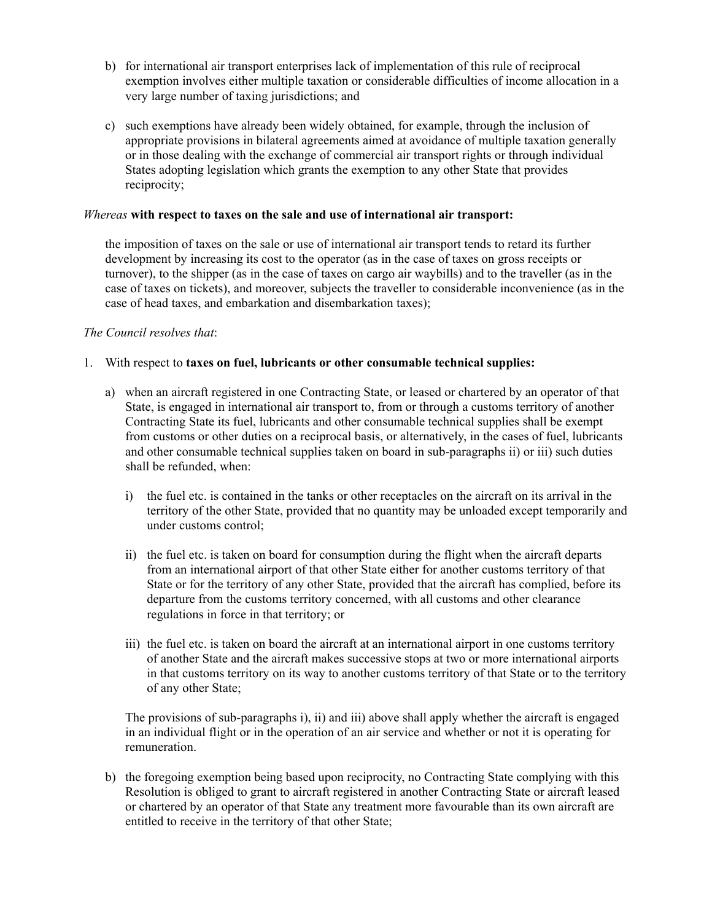b) for international air transport enterprises lack of implementation of this rule of reciprocal exemption involves either multiple taxation or considerable difficulties of income allocation in a very large number of taxing jurisdictions; and

c) such exemptions have already been widely obtained, for example, through the inclusion of appropriate provisions in bilateral agreements aimed at avoidance of multiple taxation generally or in those dealing with the exchange of commercial air transport rights or through individual States adopting legislation which grants the exemption to any other State that provides reciprocity;

*Whereas* **with respect to taxes on the sale and use of international air transport:**

the imposition of taxes on the sale or use of international air transport tends to retard its further development by increasing its cost to the operator (as in the case of taxes on gross receipts or turnover), to the shipper (as in the case of taxes on cargo air waybills) and to the traveller (as in the case of taxes on tickets), and moreover, subjects the traveller to considerable inconvenience (as in the case of head taxes, and embarkation and disembarkation taxes);

*The Council resolves that*:

1. With respect to **taxes on fuel, lubricants or other consumable technical supplies:**

   a) when an aircraft registered in one Contracting State, or leased or chartered by an operator of that State, is engaged in international air transport to, from or through a customs territory of another Contracting State its fuel, lubricants and other consumable technical supplies shall be exempt from customs or other duties on a reciprocal basis, or alternatively, in the cases of fuel, lubricants and other consumable technical supplies taken on board in sub-paragraphs ii) or iii) such duties shall be refunded, when:

      i) the fuel etc. is contained in the tanks or other receptacles on the aircraft on its arrival in the territory of the other State, provided that no quantity may be unloaded except temporarily and under customs control;

      ii) the fuel etc. is taken on board for consumption during the flight when the aircraft departs from an international airport of that other State either for another customs territory of that State or for the territory of any other State, provided that the aircraft has complied, before its departure from the customs territory concerned, with all customs and other clearance regulations in force in that territory; or

      iii) the fuel etc. is taken on board the aircraft at an international airport in one customs territory of another State and the aircraft makes successive stops at two or more international airports in that customs territory on its way to another customs territory of that State or to the territory of any other State;

   The provisions of sub-paragraphs i), ii) and iii) above shall apply whether the aircraft is engaged in an individual flight or in the operation of an air service and whether or not it is operating for remuneration.

   b) the foregoing exemption being based upon reciprocity, no Contracting State complying with this Resolution is obliged to grant to aircraft registered in another Contracting State or aircraft leased or chartered by an operator of that State any treatment more favourable than its own aircraft are entitled to receive in the territory of that other State;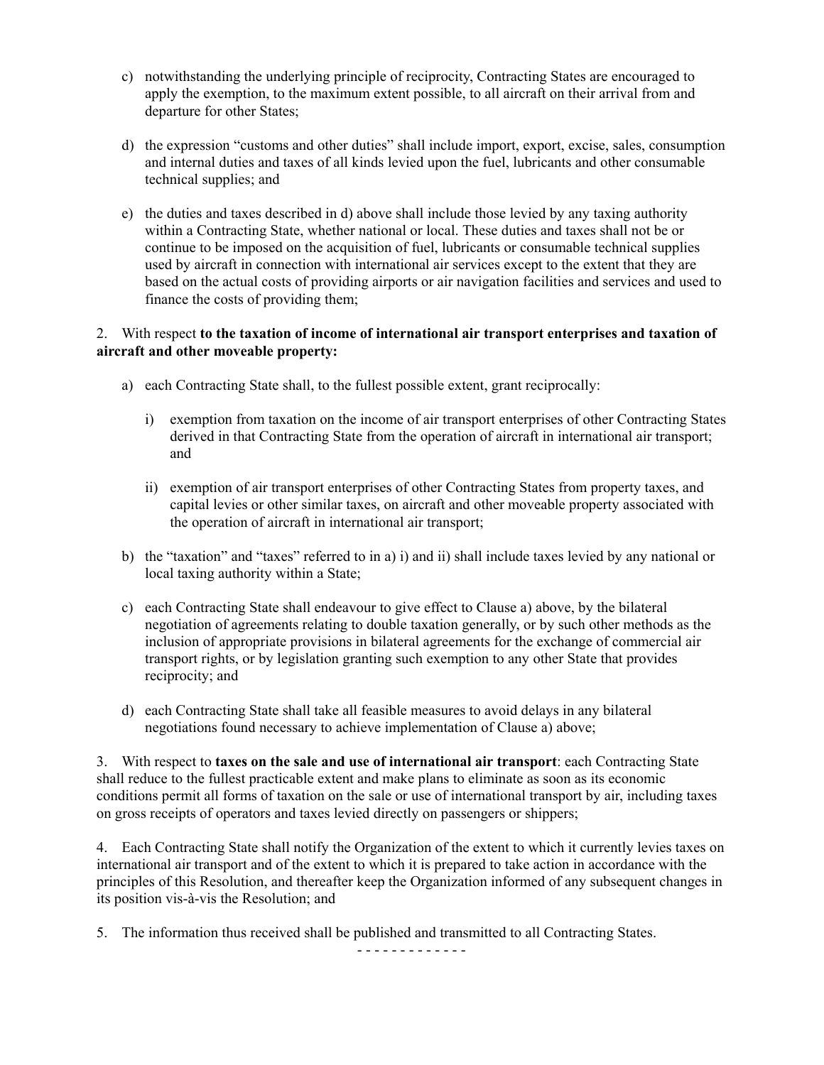c) notwithstanding the underlying principle of reciprocity, Contracting States are encouraged to apply the exemption, to the maximum extent possible, to all aircraft on their arrival from and departure for other States;

d) the expression "customs and other duties" shall include import, export, excise, sales, consumption and internal duties and taxes of all kinds levied upon the fuel, lubricants and other consumable technical supplies; and

e) the duties and taxes described in d) above shall include those levied by any taxing authority within a Contracting State, whether national or local. These duties and taxes shall not be or continue to be imposed on the acquisition of fuel, lubricants or consumable technical supplies used by aircraft in connection with international air services except to the extent that they are based on the actual costs of providing airports or air navigation facilities and services and used to finance the costs of providing them;

2. With respect **to the taxation of income of international air transport enterprises and taxation of aircraft and other moveable property:**

a) each Contracting State shall, to the fullest possible extent, grant reciprocally:

   i) exemption from taxation on the income of air transport enterprises of other Contracting States derived in that Contracting State from the operation of aircraft in international air transport; and

   ii) exemption of air transport enterprises of other Contracting States from property taxes, and capital levies or other similar taxes, on aircraft and other moveable property associated with the operation of aircraft in international air transport;

b) the "taxation" and "taxes" referred to in a) i) and ii) shall include taxes levied by any national or local taxing authority within a State;

c) each Contracting State shall endeavour to give effect to Clause a) above, by the bilateral negotiation of agreements relating to double taxation generally, or by such other methods as the inclusion of appropriate provisions in bilateral agreements for the exchange of commercial air transport rights, or by legislation granting such exemption to any other State that provides reciprocity; and

d) each Contracting State shall take all feasible measures to avoid delays in any bilateral negotiations found necessary to achieve implementation of Clause a) above;

3. With respect to **taxes on the sale and use of international air transport**: each Contracting State shall reduce to the fullest practicable extent and make plans to eliminate as soon as its economic conditions permit all forms of taxation on the sale or use of international transport by air, including taxes on gross receipts of operators and taxes levied directly on passengers or shippers;

4. Each Contracting State shall notify the Organization of the extent to which it currently levies taxes on international air transport and of the extent to which it is prepared to take action in accordance with the principles of this Resolution, and thereafter keep the Organization informed of any subsequent changes in its position vis-à-vis the Resolution; and

5. The information thus received shall be published and transmitted to all Contracting States.

- - - - - - - - - - - - -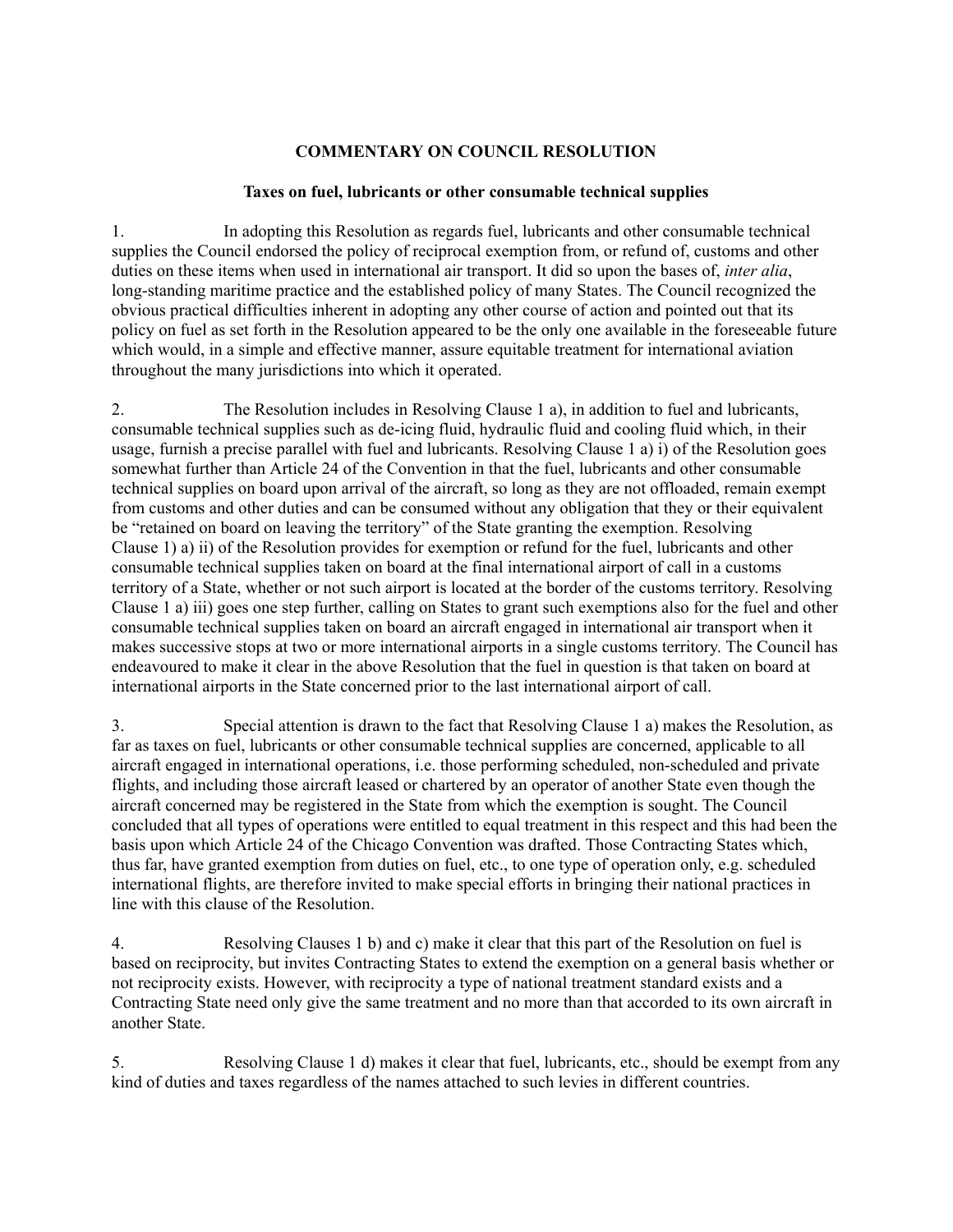**COMMENTARY ON COUNCIL RESOLUTION**

**Taxes on fuel, lubricants or other consumable technical supplies**

1. In adopting this Resolution as regards fuel, lubricants and other consumable technical supplies the Council endorsed the policy of reciprocal exemption from, or refund of, customs and other duties on these items when used in international air transport. It did so upon the bases of, *inter alia*, long-standing maritime practice and the established policy of many States. The Council recognized the obvious practical difficulties inherent in adopting any other course of action and pointed out that its policy on fuel as set forth in the Resolution appeared to be the only one available in the foreseeable future which would, in a simple and effective manner, assure equitable treatment for international aviation throughout the many jurisdictions into which it operated.

2. The Resolution includes in Resolving Clause 1 a), in addition to fuel and lubricants, consumable technical supplies such as de-icing fluid, hydraulic fluid and cooling fluid which, in their usage, furnish a precise parallel with fuel and lubricants. Resolving Clause 1 a) i) of the Resolution goes somewhat further than Article 24 of the Convention in that the fuel, lubricants and other consumable technical supplies on board upon arrival of the aircraft, so long as they are not offloaded, remain exempt from customs and other duties and can be consumed without any obligation that they or their equivalent be "retained on board on leaving the territory" of the State granting the exemption. Resolving Clause 1) a) ii) of the Resolution provides for exemption or refund for the fuel, lubricants and other consumable technical supplies taken on board at the final international airport of call in a customs territory of a State, whether or not such airport is located at the border of the customs territory. Resolving Clause 1 a) iii) goes one step further, calling on States to grant such exemptions also for the fuel and other consumable technical supplies taken on board an aircraft engaged in international air transport when it makes successive stops at two or more international airports in a single customs territory. The Council has endeavoured to make it clear in the above Resolution that the fuel in question is that taken on board at international airports in the State concerned prior to the last international airport of call.

3. Special attention is drawn to the fact that Resolving Clause 1 a) makes the Resolution, as far as taxes on fuel, lubricants or other consumable technical supplies are concerned, applicable to all aircraft engaged in international operations, i.e. those performing scheduled, non-scheduled and private flights, and including those aircraft leased or chartered by an operator of another State even though the aircraft concerned may be registered in the State from which the exemption is sought. The Council concluded that all types of operations were entitled to equal treatment in this respect and this had been the basis upon which Article 24 of the Chicago Convention was drafted. Those Contracting States which, thus far, have granted exemption from duties on fuel, etc., to one type of operation only, e.g. scheduled international flights, are therefore invited to make special efforts in bringing their national practices in line with this clause of the Resolution.

4. Resolving Clauses 1 b) and c) make it clear that this part of the Resolution on fuel is based on reciprocity, but invites Contracting States to extend the exemption on a general basis whether or not reciprocity exists. However, with reciprocity a type of national treatment standard exists and a Contracting State need only give the same treatment and no more than that accorded to its own aircraft in another State.

5. Resolving Clause 1 d) makes it clear that fuel, lubricants, etc., should be exempt from any kind of duties and taxes regardless of the names attached to such levies in different countries.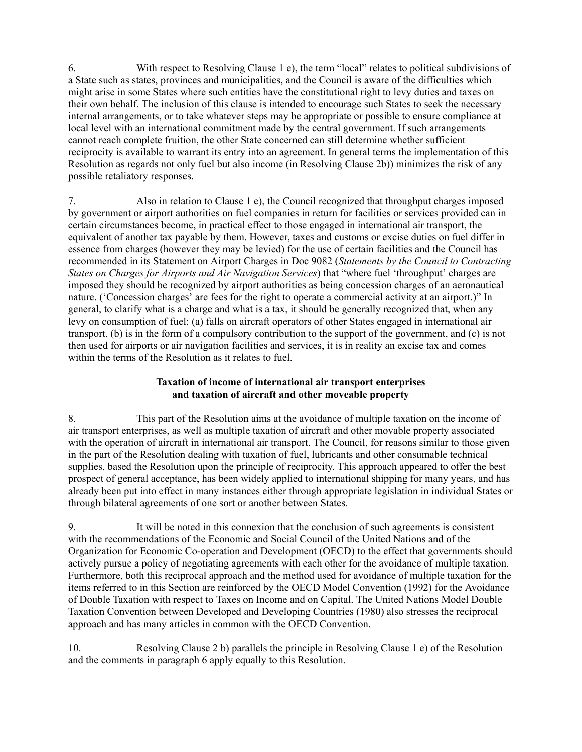6. With respect to Resolving Clause 1 e), the term "local" relates to political subdivisions of a State such as states, provinces and municipalities, and the Council is aware of the difficulties which might arise in some States where such entities have the constitutional right to levy duties and taxes on their own behalf. The inclusion of this clause is intended to encourage such States to seek the necessary internal arrangements, or to take whatever steps may be appropriate or possible to ensure compliance at local level with an international commitment made by the central government. If such arrangements cannot reach complete fruition, the other State concerned can still determine whether sufficient reciprocity is available to warrant its entry into an agreement. In general terms the implementation of this Resolution as regards not only fuel but also income (in Resolving Clause 2b)) minimizes the risk of any possible retaliatory responses.

7. Also in relation to Clause 1 e), the Council recognized that throughput charges imposed by government or airport authorities on fuel companies in return for facilities or services provided can in certain circumstances become, in practical effect to those engaged in international air transport, the equivalent of another tax payable by them. However, taxes and customs or excise duties on fuel differ in essence from charges (however they may be levied) for the use of certain facilities and the Council has recommended in its Statement on Airport Charges in Doc 9082 (*Statements by the Council to Contracting States on Charges for Airports and Air Navigation Services*) that "where fuel 'throughput' charges are imposed they should be recognized by airport authorities as being concession charges of an aeronautical nature. ('Concession charges' are fees for the right to operate a commercial activity at an airport.)" In general, to clarify what is a charge and what is a tax, it should be generally recognized that, when any levy on consumption of fuel: (a) falls on aircraft operators of other States engaged in international air transport, (b) is in the form of a compulsory contribution to the support of the government, and (c) is not then used for airports or air navigation facilities and services, it is in reality an excise tax and comes within the terms of the Resolution as it relates to fuel.

### Taxation of income of international air transport enterprises and taxation of aircraft and other moveable property

8. This part of the Resolution aims at the avoidance of multiple taxation on the income of air transport enterprises, as well as multiple taxation of aircraft and other movable property associated with the operation of aircraft in international air transport. The Council, for reasons similar to those given in the part of the Resolution dealing with taxation of fuel, lubricants and other consumable technical supplies, based the Resolution upon the principle of reciprocity. This approach appeared to offer the best prospect of general acceptance, has been widely applied to international shipping for many years, and has already been put into effect in many instances either through appropriate legislation in individual States or through bilateral agreements of one sort or another between States.

9. It will be noted in this connexion that the conclusion of such agreements is consistent with the recommendations of the Economic and Social Council of the United Nations and of the Organization for Economic Co-operation and Development (OECD) to the effect that governments should actively pursue a policy of negotiating agreements with each other for the avoidance of multiple taxation. Furthermore, both this reciprocal approach and the method used for avoidance of multiple taxation for the items referred to in this Section are reinforced by the OECD Model Convention (1992) for the Avoidance of Double Taxation with respect to Taxes on Income and on Capital. The United Nations Model Double Taxation Convention between Developed and Developing Countries (1980) also stresses the reciprocal approach and has many articles in common with the OECD Convention.

10. Resolving Clause 2 b) parallels the principle in Resolving Clause 1 e) of the Resolution and the comments in paragraph 6 apply equally to this Resolution.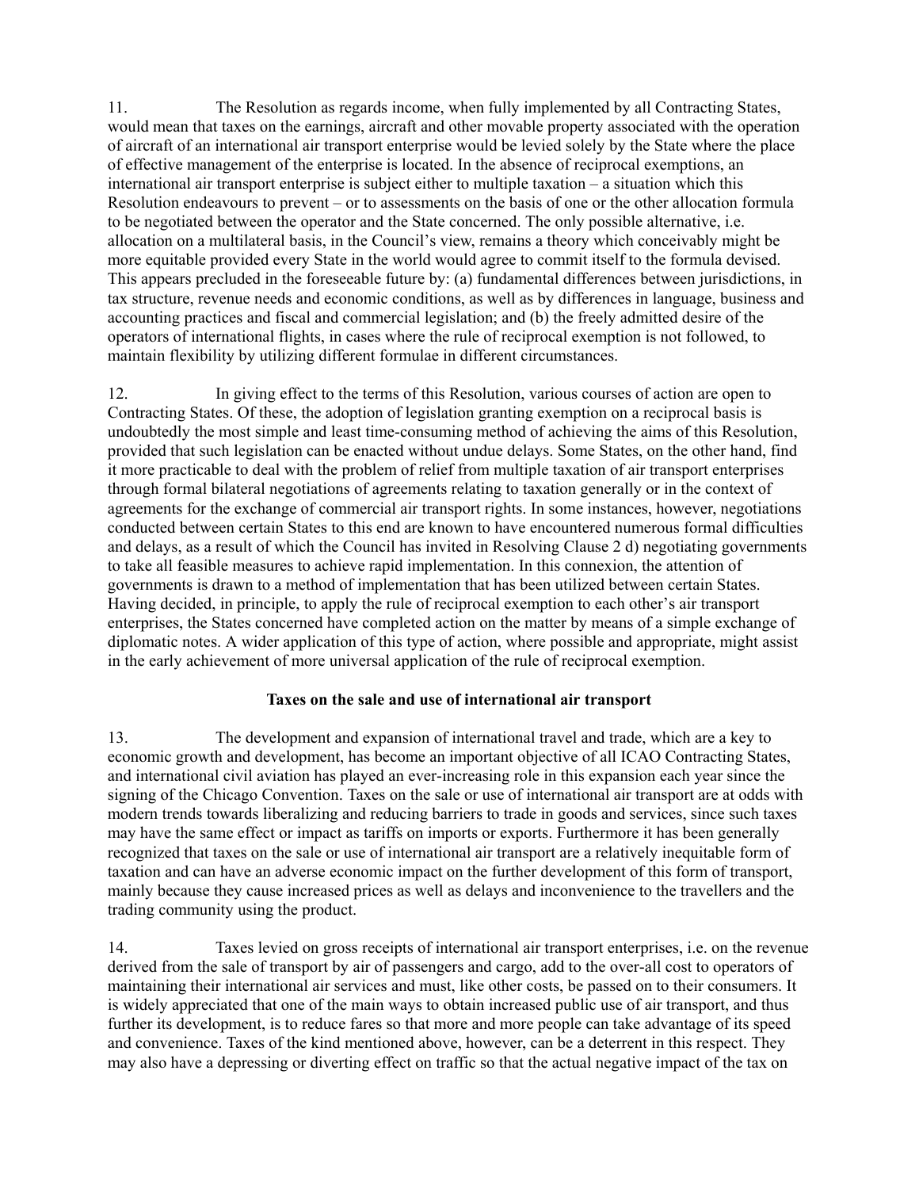11. The Resolution as regards income, when fully implemented by all Contracting States, would mean that taxes on the earnings, aircraft and other movable property associated with the operation of aircraft of an international air transport enterprise would be levied solely by the State where the place of effective management of the enterprise is located. In the absence of reciprocal exemptions, an international air transport enterprise is subject either to multiple taxation – a situation which this Resolution endeavours to prevent – or to assessments on the basis of one or the other allocation formula to be negotiated between the operator and the State concerned. The only possible alternative, i.e. allocation on a multilateral basis, in the Council's view, remains a theory which conceivably might be more equitable provided every State in the world would agree to commit itself to the formula devised. This appears precluded in the foreseeable future by: (a) fundamental differences between jurisdictions, in tax structure, revenue needs and economic conditions, as well as by differences in language, business and accounting practices and fiscal and commercial legislation; and (b) the freely admitted desire of the operators of international flights, in cases where the rule of reciprocal exemption is not followed, to maintain flexibility by utilizing different formulae in different circumstances.

12. In giving effect to the terms of this Resolution, various courses of action are open to Contracting States. Of these, the adoption of legislation granting exemption on a reciprocal basis is undoubtedly the most simple and least time-consuming method of achieving the aims of this Resolution, provided that such legislation can be enacted without undue delays. Some States, on the other hand, find it more practicable to deal with the problem of relief from multiple taxation of air transport enterprises through formal bilateral negotiations of agreements relating to taxation generally or in the context of agreements for the exchange of commercial air transport rights. In some instances, however, negotiations conducted between certain States to this end are known to have encountered numerous formal difficulties and delays, as a result of which the Council has invited in Resolving Clause 2 d) negotiating governments to take all feasible measures to achieve rapid implementation. In this connexion, the attention of governments is drawn to a method of implementation that has been utilized between certain States. Having decided, in principle, to apply the rule of reciprocal exemption to each other's air transport enterprises, the States concerned have completed action on the matter by means of a simple exchange of diplomatic notes. A wider application of this type of action, where possible and appropriate, might assist in the early achievement of more universal application of the rule of reciprocal exemption.

**Taxes on the sale and use of international air transport**

13. The development and expansion of international travel and trade, which are a key to economic growth and development, has become an important objective of all ICAO Contracting States, and international civil aviation has played an ever-increasing role in this expansion each year since the signing of the Chicago Convention. Taxes on the sale or use of international air transport are at odds with modern trends towards liberalizing and reducing barriers to trade in goods and services, since such taxes may have the same effect or impact as tariffs on imports or exports. Furthermore it has been generally recognized that taxes on the sale or use of international air transport are a relatively inequitable form of taxation and can have an adverse economic impact on the further development of this form of transport, mainly because they cause increased prices as well as delays and inconvenience to the travellers and the trading community using the product.

14. Taxes levied on gross receipts of international air transport enterprises, i.e. on the revenue derived from the sale of transport by air of passengers and cargo, add to the over-all cost to operators of maintaining their international air services and must, like other costs, be passed on to their consumers. It is widely appreciated that one of the main ways to obtain increased public use of air transport, and thus further its development, is to reduce fares so that more and more people can take advantage of its speed and convenience. Taxes of the kind mentioned above, however, can be a deterrent in this respect. They may also have a depressing or diverting effect on traffic so that the actual negative impact of the tax on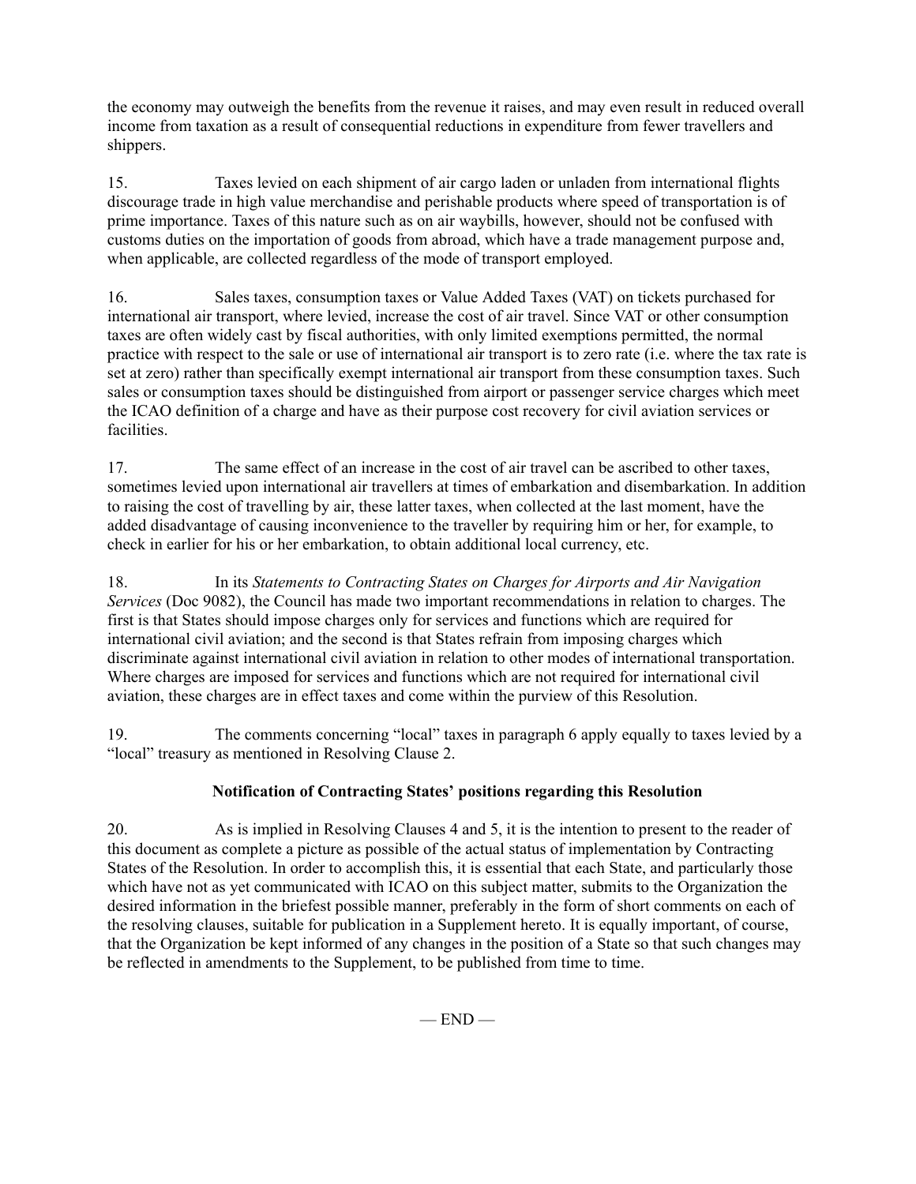the economy may outweigh the benefits from the revenue it raises, and may even result in reduced overall income from taxation as a result of consequential reductions in expenditure from fewer travellers and shippers.

15. Taxes levied on each shipment of air cargo laden or unladen from international flights discourage trade in high value merchandise and perishable products where speed of transportation is of prime importance. Taxes of this nature such as on air waybills, however, should not be confused with customs duties on the importation of goods from abroad, which have a trade management purpose and, when applicable, are collected regardless of the mode of transport employed.

16. Sales taxes, consumption taxes or Value Added Taxes (VAT) on tickets purchased for international air transport, where levied, increase the cost of air travel. Since VAT or other consumption taxes are often widely cast by fiscal authorities, with only limited exemptions permitted, the normal practice with respect to the sale or use of international air transport is to zero rate (i.e. where the tax rate is set at zero) rather than specifically exempt international air transport from these consumption taxes. Such sales or consumption taxes should be distinguished from airport or passenger service charges which meet the ICAO definition of a charge and have as their purpose cost recovery for civil aviation services or facilities.

17. The same effect of an increase in the cost of air travel can be ascribed to other taxes, sometimes levied upon international air travellers at times of embarkation and disembarkation. In addition to raising the cost of travelling by air, these latter taxes, when collected at the last moment, have the added disadvantage of causing inconvenience to the traveller by requiring him or her, for example, to check in earlier for his or her embarkation, to obtain additional local currency, etc.

18. In its *Statements to Contracting States on Charges for Airports and Air Navigation Services* (Doc 9082), the Council has made two important recommendations in relation to charges. The first is that States should impose charges only for services and functions which are required for international civil aviation; and the second is that States refrain from imposing charges which discriminate against international civil aviation in relation to other modes of international transportation. Where charges are imposed for services and functions which are not required for international civil aviation, these charges are in effect taxes and come within the purview of this Resolution.

19. The comments concerning "local" taxes in paragraph 6 apply equally to taxes levied by a "local" treasury as mentioned in Resolving Clause 2.

## Notification of Contracting States' positions regarding this Resolution

20. As is implied in Resolving Clauses 4 and 5, it is the intention to present to the reader of this document as complete a picture as possible of the actual status of implementation by Contracting States of the Resolution. In order to accomplish this, it is essential that each State, and particularly those which have not as yet communicated with ICAO on this subject matter, submits to the Organization the desired information in the briefest possible manner, preferably in the form of short comments on each of the resolving clauses, suitable for publication in a Supplement hereto. It is equally important, of course, that the Organization be kept informed of any changes in the position of a State so that such changes may be reflected in amendments to the Supplement, to be published from time to time.

— END —